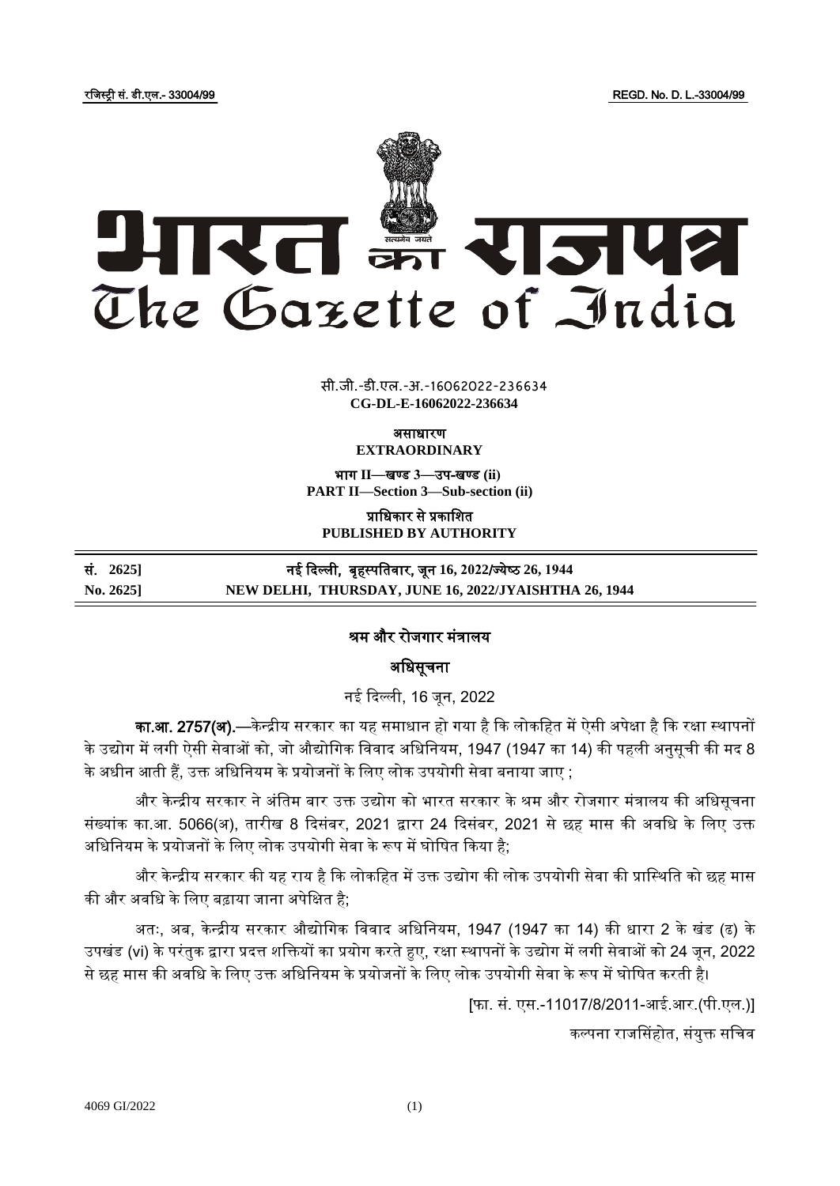रजिस्ट्री सं. डी.एल.- 33004/99 REGD. No. D. L.-33004/99

# भारत का राजपत्र
# The Gazette of India

सी.जी.-डी.एल.-अ.-16062022-236634
**CG-DL-E-16062022-236634**

**असाधारण**
**EXTRAORDINARY**

**भाग II—खण्ड 3—उप-खण्ड (ii)**
**PART II—Section 3—Sub-section (ii)**

**प्राधिकार से प्रकाशित**
**PUBLISHED BY AUTHORITY**

| | |
|---|---|
| **सं. 2625]** | **नई दिल्ली, बृहस्पतिवार, जून 16, 2022/ज्येष्ठ 26, 1944** |
| **No. 2625]** | **NEW DELHI, THURSDAY, JUNE 16, 2022/JYAISHTHA 26, 1944** |

## श्रम और रोजगार मंत्रालय

### अधिसूचना

नई दिल्ली, 16 जून, 2022

**का.आ. 2757(अ).**—केन्द्रीय सरकार का यह समाधान हो गया है कि लोकहित में ऐसी अपेक्षा है कि रक्षा स्थापनों के उद्योग में लगी ऐसी सेवाओं को, जो औद्योगिक विवाद अधिनियम, 1947 (1947 का 14) की पहली अनुसूची की मद 8 के अधीन आती हैं, उक्त अधिनियम के प्रयोजनों के लिए लोक उपयोगी सेवा बनाया जाए ;

और केन्द्रीय सरकार ने अंतिम बार उक्त उद्योग को भारत सरकार के श्रम और रोजगार मंत्रालय की अधिसूचना संख्यांक का.आ. 5066(अ), तारीख 8 दिसंबर, 2021 द्वारा 24 दिसंबर, 2021 से छह मास की अवधि के लिए उक्त अधिनियम के प्रयोजनों के लिए लोक उपयोगी सेवा के रूप में घोषित किया है;

और केन्द्रीय सरकार की यह राय है कि लोकहित में उक्त उद्योग की लोक उपयोगी सेवा की प्रास्थिति को छह मास की और अवधि के लिए बढ़ाया जाना अपेक्षित है;

अतः, अब, केन्द्रीय सरकार औद्योगिक विवाद अधिनियम, 1947 (1947 का 14) की धारा 2 के खंड (ढ) के उपखंड (vi) के परंतुक द्वारा प्रदत्त शक्तियों का प्रयोग करते हुए, रक्षा स्थापनों के उद्योग में लगी सेवाओं को 24 जून, 2022 से छह मास की अवधि के लिए उक्त अधिनियम के प्रयोजनों के लिए लोक उपयोगी सेवा के रूप में घोषित करती है।

[फा. सं. एस.-11017/8/2011-आई.आर.(पी.एल.)]

कल्पना राजसिंहोत, संयुक्त सचिव

4069 GI/2022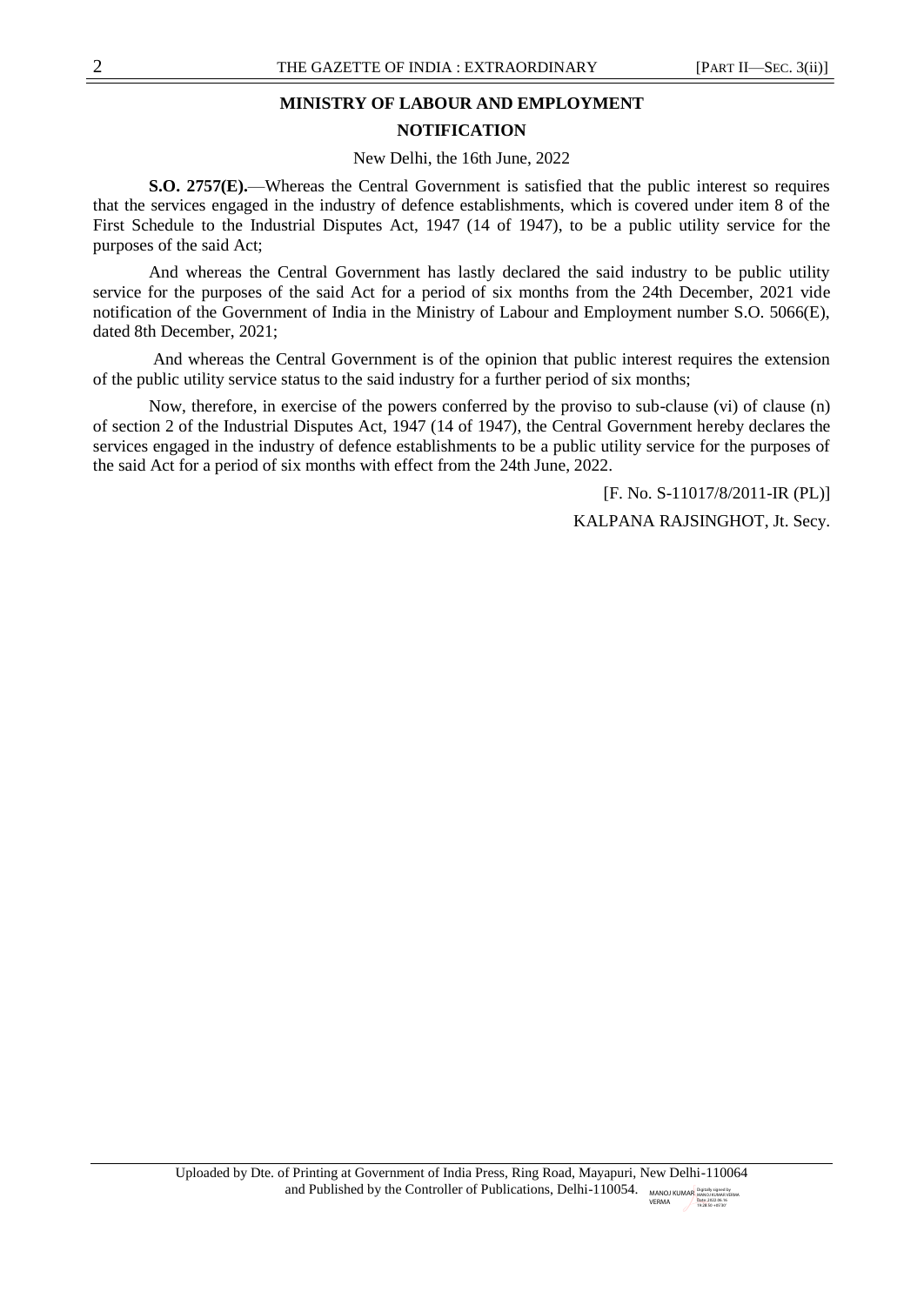## MINISTRY OF LABOUR AND EMPLOYMENT

### NOTIFICATION

New Delhi, the 16th June, 2022

**S.O. 2757(E).**—Whereas the Central Government is satisfied that the public interest so requires that the services engaged in the industry of defence establishments, which is covered under item 8 of the First Schedule to the Industrial Disputes Act, 1947 (14 of 1947), to be a public utility service for the purposes of the said Act;

And whereas the Central Government has lastly declared the said industry to be public utility service for the purposes of the said Act for a period of six months from the 24th December, 2021 vide notification of the Government of India in the Ministry of Labour and Employment number S.O. 5066(E), dated 8th December, 2021;

And whereas the Central Government is of the opinion that public interest requires the extension of the public utility service status to the said industry for a further period of six months;

Now, therefore, in exercise of the powers conferred by the proviso to sub-clause (vi) of clause (n) of section 2 of the Industrial Disputes Act, 1947 (14 of 1947), the Central Government hereby declares the services engaged in the industry of defence establishments to be a public utility service for the purposes of the said Act for a period of six months with effect from the 24th June, 2022.

[F. No. S-11017/8/2011-IR (PL)]

KALPANA RAJSINGHOT, Jt. Secy.

Uploaded by Dte. of Printing at Government of India Press, Ring Road, Mayapuri, New Delhi-110064 and Published by the Controller of Publications, Delhi-110054.